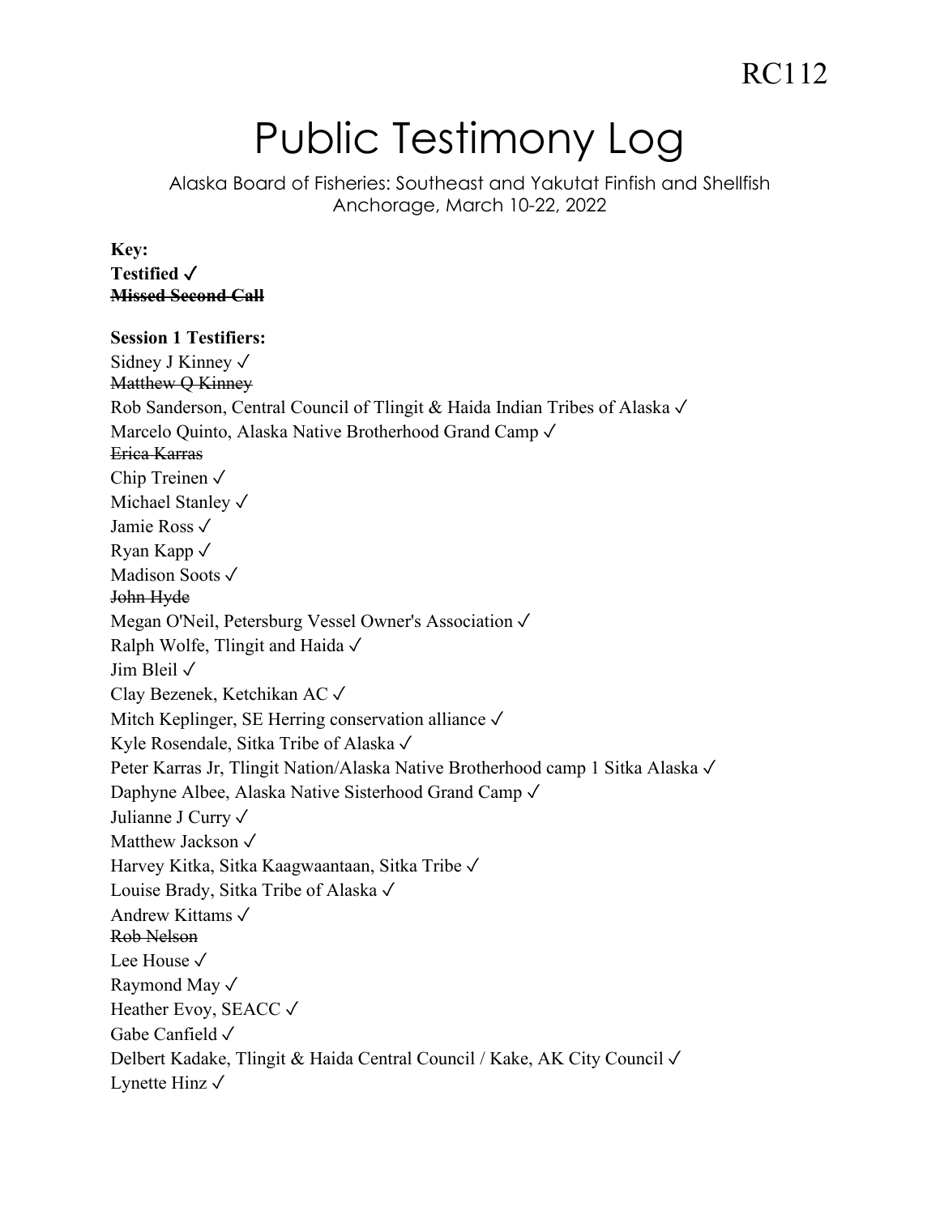RC112

# Public Testimony Log

Alaska Board of Fisheries: Southeast and Yakutat Finfish and Shellfish
Anchorage, March 10-22, 2022

**Key:**
**Testified ✓**
**~~Missed Second Call~~**

**Session 1 Testifiers:**

Sidney J Kinney ✓
~~Matthew Q Kinney~~
Rob Sanderson, Central Council of Tlingit & Haida Indian Tribes of Alaska ✓
Marcelo Quinto, Alaska Native Brotherhood Grand Camp ✓
~~Erica Karras~~
Chip Treinen ✓
Michael Stanley ✓
Jamie Ross ✓
Ryan Kapp ✓
Madison Soots ✓
~~John Hyde~~
Megan O'Neil, Petersburg Vessel Owner's Association ✓
Ralph Wolfe, Tlingit and Haida ✓
Jim Bleil ✓
Clay Bezenek, Ketchikan AC ✓
Mitch Keplinger, SE Herring conservation alliance ✓
Kyle Rosendale, Sitka Tribe of Alaska ✓
Peter Karras Jr, Tlingit Nation/Alaska Native Brotherhood camp 1 Sitka Alaska ✓
Daphyne Albee, Alaska Native Sisterhood Grand Camp ✓
Julianne J Curry ✓
Matthew Jackson ✓
Harvey Kitka, Sitka Kaagwaantaan, Sitka Tribe ✓
Louise Brady, Sitka Tribe of Alaska ✓
Andrew Kittams ✓
~~Rob Nelson~~
Lee House ✓
Raymond May ✓
Heather Evoy, SEACC ✓
Gabe Canfield ✓
Delbert Kadake, Tlingit & Haida Central Council / Kake, AK City Council ✓
Lynette Hinz ✓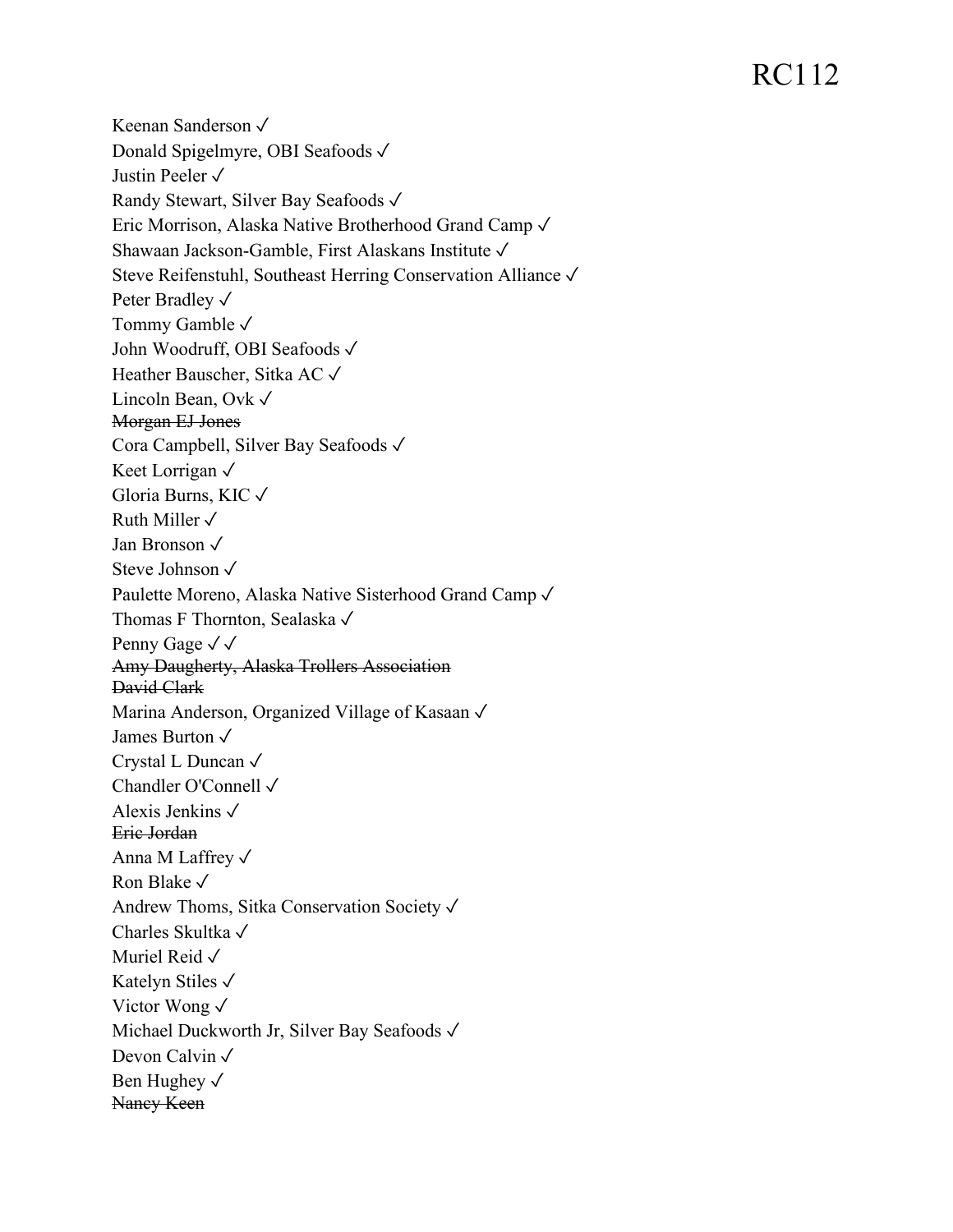RC112

Keenan Sanderson ✓
Donald Spigelmyre, OBI Seafoods ✓
Justin Peeler ✓
Randy Stewart, Silver Bay Seafoods ✓
Eric Morrison, Alaska Native Brotherhood Grand Camp ✓
Shawaan Jackson-Gamble, First Alaskans Institute ✓
Steve Reifenstuhl, Southeast Herring Conservation Alliance ✓
Peter Bradley ✓
Tommy Gamble ✓
John Woodruff, OBI Seafoods ✓
Heather Bauscher, Sitka AC ✓
Lincoln Bean, Ovk ✓
~~Morgan EJ Jones~~
Cora Campbell, Silver Bay Seafoods ✓
Keet Lorrigan ✓
Gloria Burns, KIC ✓
Ruth Miller ✓
Jan Bronson ✓
Steve Johnson ✓
Paulette Moreno, Alaska Native Sisterhood Grand Camp ✓
Thomas F Thornton, Sealaska ✓
Penny Gage ✓ ✓
~~Amy Daugherty, Alaska Trollers Association~~
~~David Clark~~
Marina Anderson, Organized Village of Kasaan ✓
James Burton ✓
Crystal L Duncan ✓
Chandler O'Connell ✓
Alexis Jenkins ✓
~~Eric Jordan~~
Anna M Laffrey ✓
Ron Blake ✓
Andrew Thoms, Sitka Conservation Society ✓
Charles Skultka ✓
Muriel Reid ✓
Katelyn Stiles ✓
Victor Wong ✓
Michael Duckworth Jr, Silver Bay Seafoods ✓
Devon Calvin ✓
Ben Hughey ✓
~~Nancy Keen~~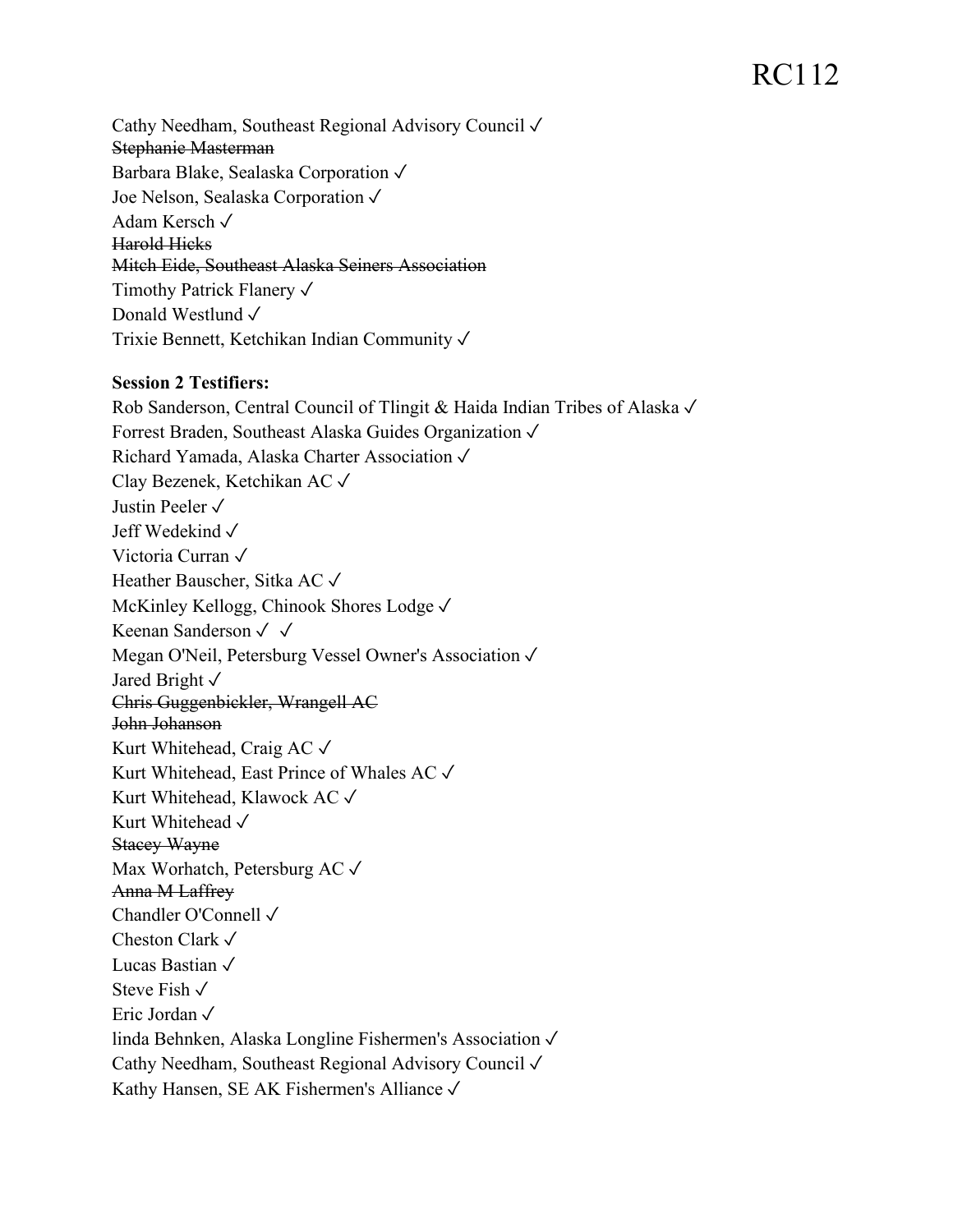RC112

Cathy Needham, Southeast Regional Advisory Council ✓
~~Stephanie Masterman~~
Barbara Blake, Sealaska Corporation ✓
Joe Nelson, Sealaska Corporation ✓
Adam Kersch ✓
~~Harold Hicks~~
~~Mitch Eide, Southeast Alaska Seiners Association~~
Timothy Patrick Flanery ✓
Donald Westlund ✓
Trixie Bennett, Ketchikan Indian Community ✓

**Session 2 Testifiers:**

Rob Sanderson, Central Council of Tlingit & Haida Indian Tribes of Alaska ✓
Forrest Braden, Southeast Alaska Guides Organization ✓
Richard Yamada, Alaska Charter Association ✓
Clay Bezenek, Ketchikan AC ✓
Justin Peeler ✓
Jeff Wedekind ✓
Victoria Curran ✓
Heather Bauscher, Sitka AC ✓
McKinley Kellogg, Chinook Shores Lodge ✓
Keenan Sanderson ✓ ✓
Megan O'Neil, Petersburg Vessel Owner's Association ✓
Jared Bright ✓
~~Chris Guggenbickler, Wrangell AC~~
~~John Johanson~~
Kurt Whitehead, Craig AC ✓
Kurt Whitehead, East Prince of Whales AC ✓
Kurt Whitehead, Klawock AC ✓
Kurt Whitehead ✓
~~Stacey Wayne~~
Max Worhatch, Petersburg AC ✓
~~Anna M Laffrey~~
Chandler O'Connell ✓
Cheston Clark ✓
Lucas Bastian ✓
Steve Fish ✓
Eric Jordan ✓
linda Behnken, Alaska Longline Fishermen's Association ✓
Cathy Needham, Southeast Regional Advisory Council ✓
Kathy Hansen, SE AK Fishermen's Alliance ✓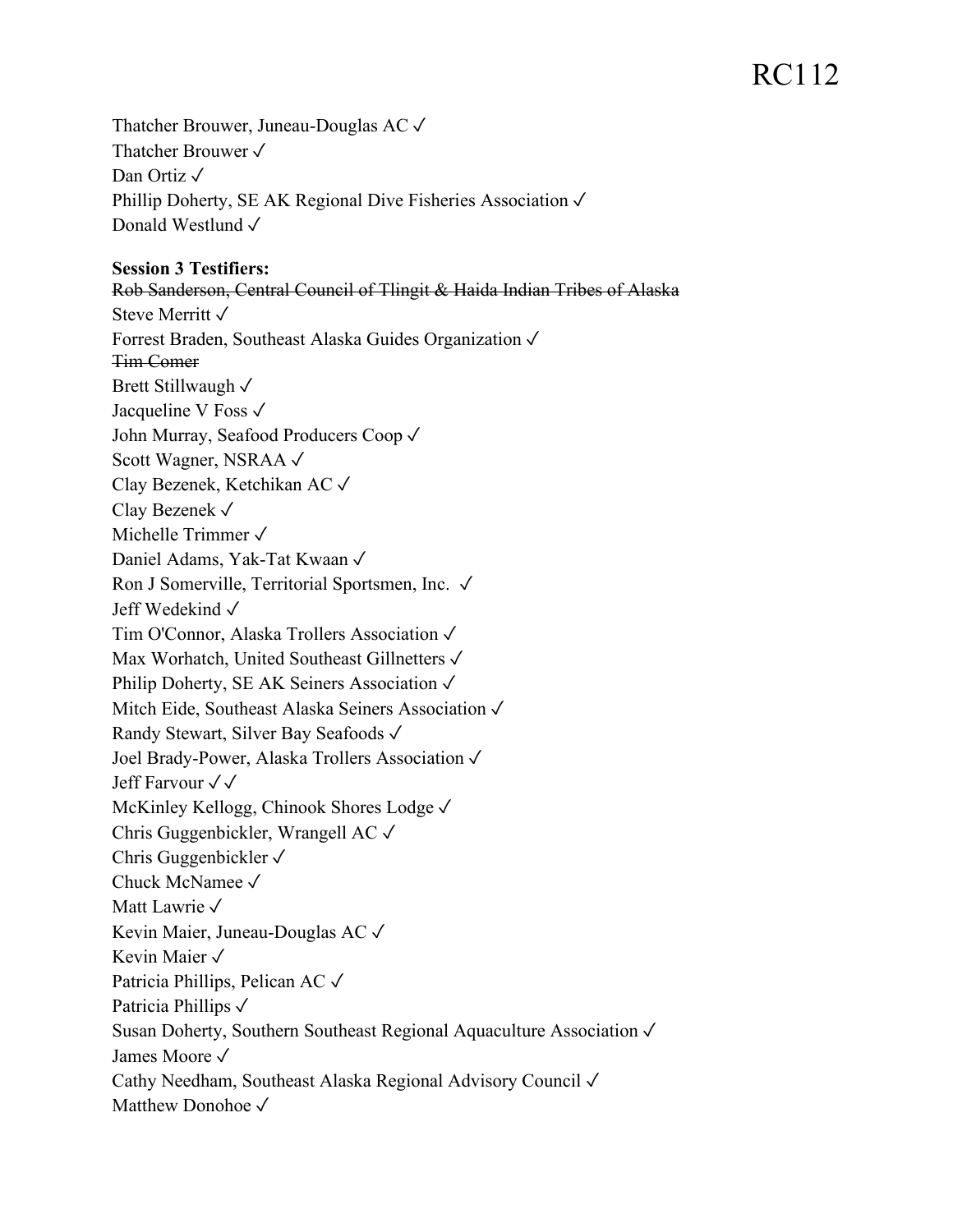RC112

Thatcher Brouwer, Juneau-Douglas AC ✓
Thatcher Brouwer ✓
Dan Ortiz ✓
Phillip Doherty, SE AK Regional Dive Fisheries Association ✓
Donald Westlund ✓

**Session 3 Testifiers:**
~~Rob Sanderson, Central Council of Tlingit & Haida Indian Tribes of Alaska~~
Steve Merritt ✓
Forrest Braden, Southeast Alaska Guides Organization ✓
~~Tim Comer~~
Brett Stillwaugh ✓
Jacqueline V Foss ✓
John Murray, Seafood Producers Coop ✓
Scott Wagner, NSRAA ✓
Clay Bezenek, Ketchikan AC ✓
Clay Bezenek ✓
Michelle Trimmer ✓
Daniel Adams, Yak-Tat Kwaan ✓
Ron J Somerville, Territorial Sportsmen, Inc. ✓
Jeff Wedekind ✓
Tim O'Connor, Alaska Trollers Association ✓
Max Worhatch, United Southeast Gillnetters ✓
Philip Doherty, SE AK Seiners Association ✓
Mitch Eide, Southeast Alaska Seiners Association ✓
Randy Stewart, Silver Bay Seafoods ✓
Joel Brady-Power, Alaska Trollers Association ✓
Jeff Farvour ✓✓
McKinley Kellogg, Chinook Shores Lodge ✓
Chris Guggenbickler, Wrangell AC ✓
Chris Guggenbickler ✓
Chuck McNamee ✓
Matt Lawrie ✓
Kevin Maier, Juneau-Douglas AC ✓
Kevin Maier ✓
Patricia Phillips, Pelican AC ✓
Patricia Phillips ✓
Susan Doherty, Southern Southeast Regional Aquaculture Association ✓
James Moore ✓
Cathy Needham, Southeast Alaska Regional Advisory Council ✓
Matthew Donohoe ✓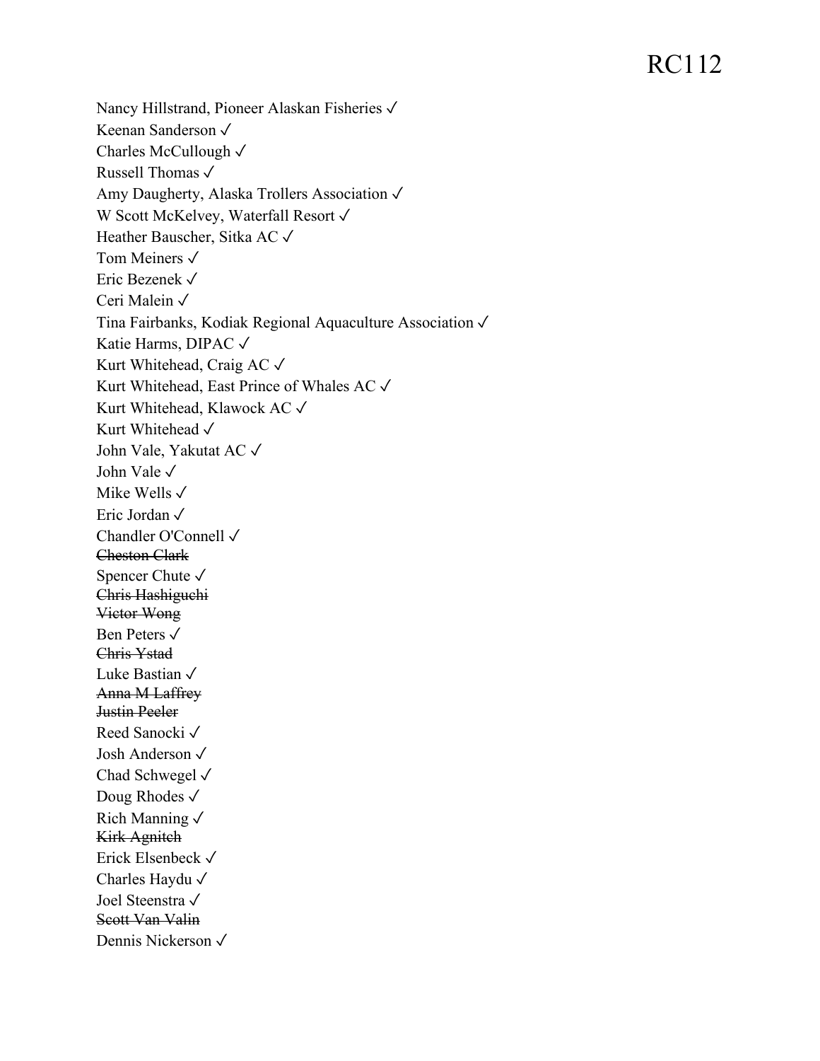RC112

Nancy Hillstrand, Pioneer Alaskan Fisheries ✓
Keenan Sanderson ✓
Charles McCullough ✓
Russell Thomas ✓
Amy Daugherty, Alaska Trollers Association ✓
W Scott McKelvey, Waterfall Resort ✓
Heather Bauscher, Sitka AC ✓
Tom Meiners ✓
Eric Bezenek ✓
Ceri Malein ✓
Tina Fairbanks, Kodiak Regional Aquaculture Association ✓
Katie Harms, DIPAC ✓
Kurt Whitehead, Craig AC ✓
Kurt Whitehead, East Prince of Whales AC ✓
Kurt Whitehead, Klawock AC ✓
Kurt Whitehead ✓
John Vale, Yakutat AC ✓
John Vale ✓
Mike Wells ✓
Eric Jordan ✓
Chandler O'Connell ✓
~~Cheston Clark~~
Spencer Chute ✓
~~Chris Hashiguchi~~
~~Victor Wong~~
Ben Peters ✓
~~Chris Ystad~~
Luke Bastian ✓
~~Anna M Laffrey~~
~~Justin Peeler~~
Reed Sanocki ✓
Josh Anderson ✓
Chad Schwegel ✓
Doug Rhodes ✓
Rich Manning ✓
~~Kirk Agnitch~~
Erick Elsenbeck ✓
Charles Haydu ✓
Joel Steenstra ✓
~~Scott Van Valin~~
Dennis Nickerson ✓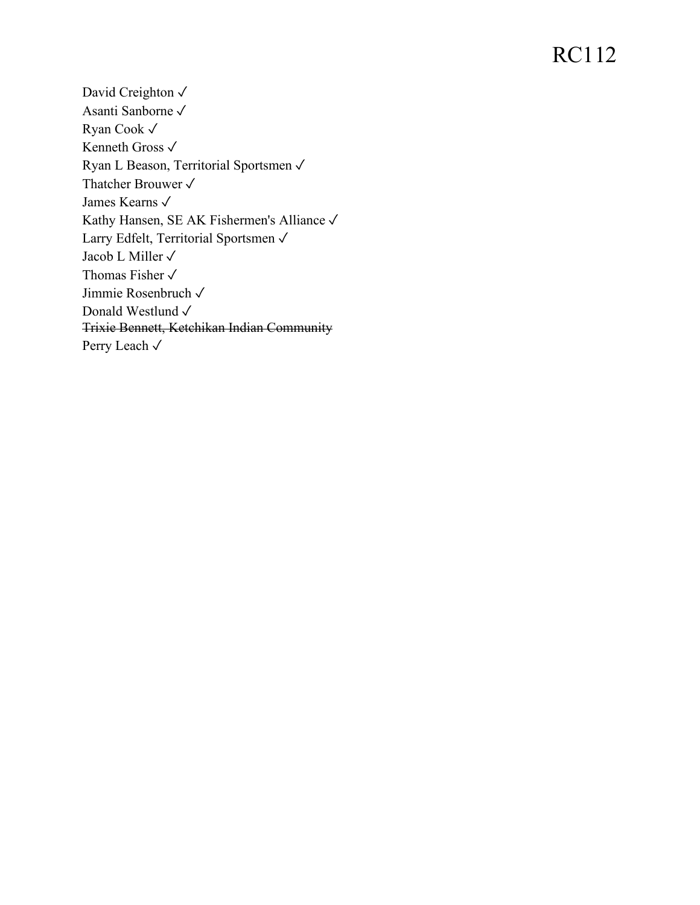RC112

David Creighton ✓
Asanti Sanborne ✓
Ryan Cook ✓
Kenneth Gross ✓
Ryan L Beason, Territorial Sportsmen ✓
Thatcher Brouwer ✓
James Kearns ✓
Kathy Hansen, SE AK Fishermen's Alliance ✓
Larry Edfelt, Territorial Sportsmen ✓
Jacob L Miller ✓
Thomas Fisher ✓
Jimmie Rosenbruch ✓
Donald Westlund ✓
~~Trixie Bennett, Ketchikan Indian Community~~
Perry Leach ✓